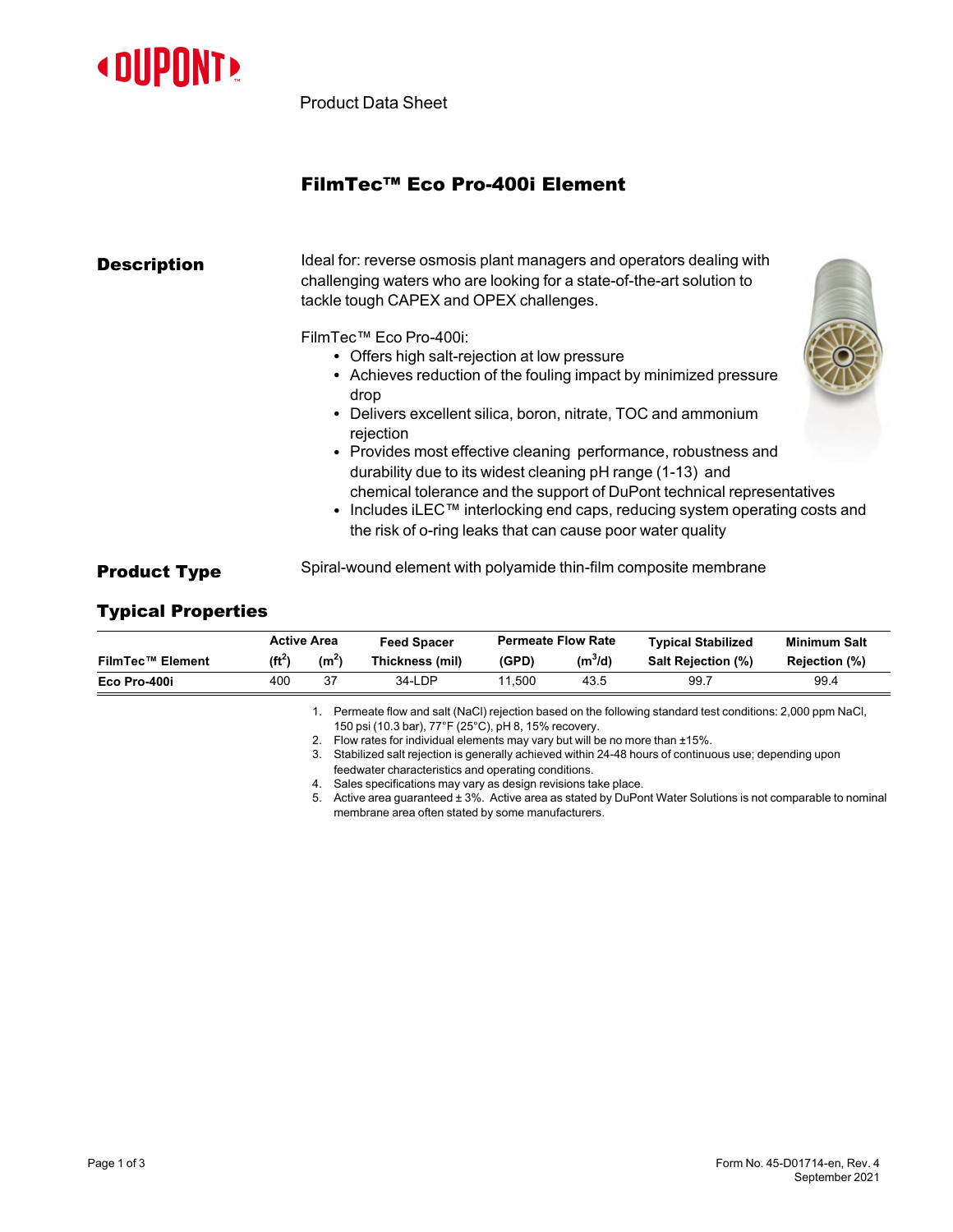Product Data Sheet

# FilmTec™ Eco Pro-400i Element

## Description

Ideal for: reverse osmosis plant managers and operators dealing with challenging waters who are looking for a state-of-the-art solution to tackle tough CAPEX and OPEX challenges.

FilmTec™ Eco Pro-400i:

- Offers high salt-rejection at low pressure
- Achieves reduction of the fouling impact by minimized pressure drop
- Delivers excellent silica, boron, nitrate, TOC and ammonium rejection
- Provides most effective cleaning performance, robustness and durability due to its widest cleaning pH range (1-13) and chemical tolerance and the support of DuPont technical representatives
- Includes iLEC™ interlocking end caps, reducing system operating costs and the risk of o-ring leaks that can cause poor water quality

## Product Type

Spiral-wound element with polyamide thin-film composite membrane

## Typical Properties

| FilmTec™ Element | Active Area ($ft^2$) | Active Area ($m^2$) | Feed Spacer Thickness (mil) | Permeate Flow Rate (GPD) | Permeate Flow Rate ($m^3/d$) | Typical Stabilized Salt Rejection (%) | Minimum Salt Rejection (%) |
|---|---|---|---|---|---|---|---|
| **Eco Pro-400i** | 400 | 37 | 34-LDP | 11,500 | 43.5 | 99.7 | 99.4 |

1. Permeate flow and salt (NaCl) rejection based on the following standard test conditions: 2,000 ppm NaCl, 150 psi (10.3 bar), 77°F (25°C), pH 8, 15% recovery.
2. Flow rates for individual elements may vary but will be no more than ±15%.
3. Stabilized salt rejection is generally achieved within 24-48 hours of continuous use; depending upon feedwater characteristics and operating conditions.
4. Sales specifications may vary as design revisions take place.
5. Active area guaranteed ± 3%. Active area as stated by DuPont Water Solutions is not comparable to nominal membrane area often stated by some manufacturers.

Form No. 45-D01714-en, Rev. 4
September 2021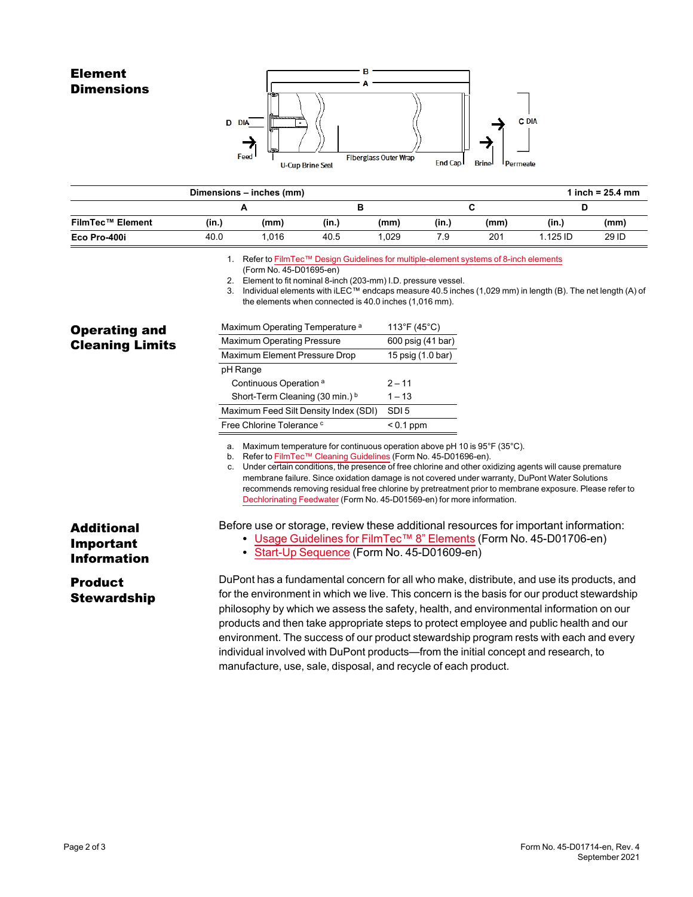## Element Dimensions

B
A
D DIA
Feed
U-Cup Brine Seal
Fiberglass Outer Wrap
End Cap
Brine
Permeate
C DIA

| Dimensions – inches (mm) | | | | | | | | 1 inch = 25.4 mm |
|---|---|---|---|---|---|---|---|---|
| | A | | B | | C | | D | |
| FilmTec™ Element | (in.) | (mm) | (in.) | (mm) | (in.) | (mm) | (in.) | (mm) |
| Eco Pro-400i | 40.0 | 1,016 | 40.5 | 1,029 | 7.9 | 201 | 1.125 ID | 29 ID |

1. Refer to FilmTec™ Design Guidelines for multiple-element systems of 8-inch elements (Form No. 45-D01695-en)
2. Element to fit nominal 8-inch (203-mm) I.D. pressure vessel.
3. Individual elements with iLEC™ endcaps measure 40.5 inches (1,029 mm) in length (B). The net length (A) of the elements when connected is 40.0 inches (1,016 mm).

## Operating and Cleaning Limits

| | |
|---|---|
| Maximum Operating Temperature [a] | 113°F (45°C) |
| Maximum Operating Pressure | 600 psig (41 bar) |
| Maximum Element Pressure Drop | 15 psig (1.0 bar) |
| pH Range | |
| Continuous Operation [a] | 2 – 11 |
| Short-Term Cleaning (30 min.) [b] | 1 – 13 |
| Maximum Feed Silt Density Index (SDI) | SDI 5 |
| Free Chlorine Tolerance [c] | < 0.1 ppm |

a. Maximum temperature for continuous operation above pH 10 is 95°F (35°C).
b. Refer to FilmTec™ Cleaning Guidelines (Form No. 45-D01696-en).
c. Under certain conditions, the presence of free chlorine and other oxidizing agents will cause premature membrane failure. Since oxidation damage is not covered under warranty, DuPont Water Solutions recommends removing residual free chlorine by pretreatment prior to membrane exposure. Please refer to Dechlorinating Feedwater (Form No. 45-D01569-en) for more information.

## Additional Important Information

Before use or storage, review these additional resources for important information:

- Usage Guidelines for FilmTec™ 8" Elements (Form No. 45-D01706-en)
- Start-Up Sequence (Form No. 45-D01609-en)

## Product Stewardship

DuPont has a fundamental concern for all who make, distribute, and use its products, and for the environment in which we live. This concern is the basis for our product stewardship philosophy by which we assess the safety, health, and environmental information on our products and then take appropriate steps to protect employee and public health and our environment. The success of our product stewardship program rests with each and every individual involved with DuPont products—from the initial concept and research, to manufacture, use, sale, disposal, and recycle of each product.

Form No. 45-D01714-en, Rev. 4
September 2021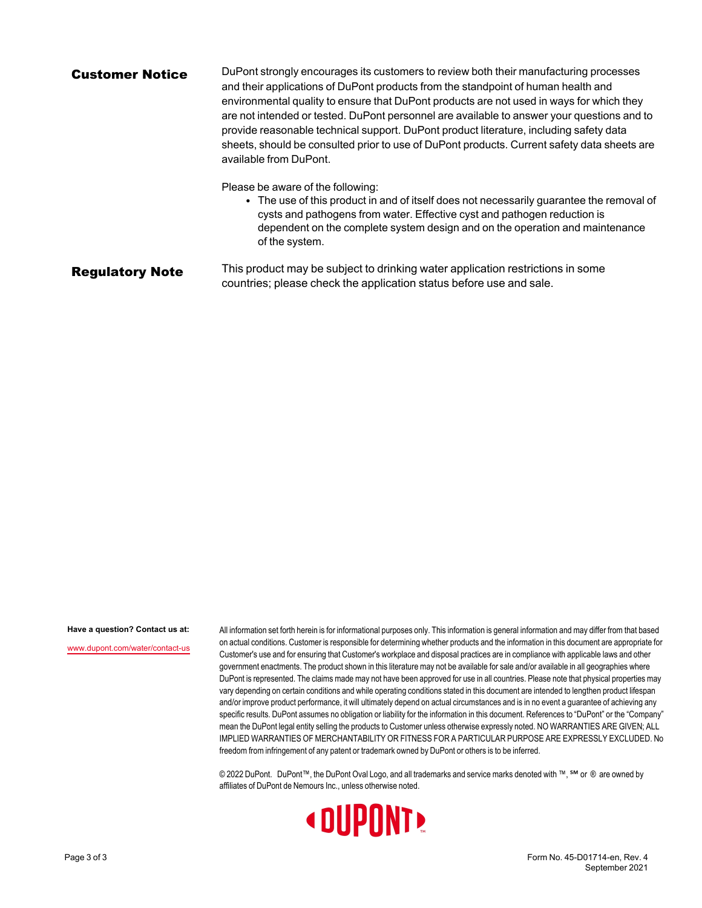## Customer Notice

DuPont strongly encourages its customers to review both their manufacturing processes and their applications of DuPont products from the standpoint of human health and environmental quality to ensure that DuPont products are not used in ways for which they are not intended or tested. DuPont personnel are available to answer your questions and to provide reasonable technical support. DuPont product literature, including safety data sheets, should be consulted prior to use of DuPont products. Current safety data sheets are available from DuPont.

Please be aware of the following:

- The use of this product in and of itself does not necessarily guarantee the removal of cysts and pathogens from water. Effective cyst and pathogen reduction is dependent on the complete system design and on the operation and maintenance of the system.

## Regulatory Note

This product may be subject to drinking water application restrictions in some countries; please check the application status before use and sale.

**Have a question? Contact us at:**

www.dupont.com/water/contact-us

All information set forth herein is for informational purposes only. This information is general information and may differ from that based on actual conditions. Customer is responsible for determining whether products and the information in this document are appropriate for Customer's use and for ensuring that Customer's workplace and disposal practices are in compliance with applicable laws and other government enactments. The product shown in this literature may not be available for sale and/or available in all geographies where DuPont is represented. The claims made may not have been approved for use in all countries. Please note that physical properties may vary depending on certain conditions and while operating conditions stated in this document are intended to lengthen product lifespan and/or improve product performance, it will ultimately depend on actual circumstances and is in no event a guarantee of achieving any specific results. DuPont assumes no obligation or liability for the information in this document. References to "DuPont" or the "Company" mean the DuPont legal entity selling the products to Customer unless otherwise expressly noted. NO WARRANTIES ARE GIVEN; ALL IMPLIED WARRANTIES OF MERCHANTABILITY OR FITNESS FOR A PARTICULAR PURPOSE ARE EXPRESSLY EXCLUDED. No freedom from infringement of any patent or trademark owned by DuPont or others is to be inferred.

© 2022 DuPont. DuPont™, the DuPont Oval Logo, and all trademarks and service marks denoted with ™, ℠ or ® are owned by affiliates of DuPont de Nemours Inc., unless otherwise noted.

Form No. 45-D01714-en, Rev. 4
September 2021